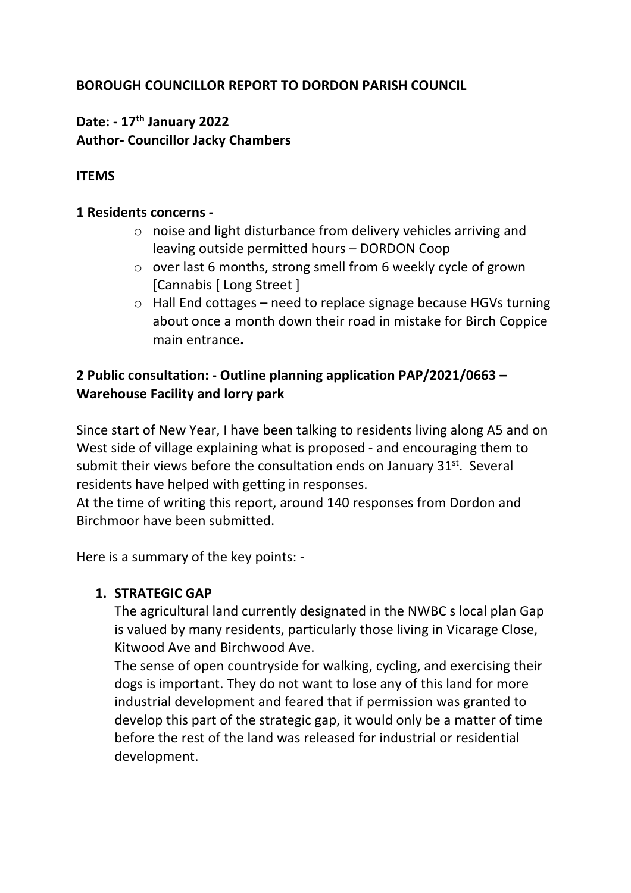**BOROUGH COUNCILLOR REPORT TO DORDON PARISH COUNCIL**

**Date: - 17th January 2022**
**Author- Councillor Jacky Chambers**

**ITEMS**

**1 Residents concerns -**

- noise and light disturbance from delivery vehicles arriving and leaving outside permitted hours – DORDON Coop
- over last 6 months, strong smell from 6 weekly cycle of grown [Cannabis [ Long Street ]
- Hall End cottages – need to replace signage because HGVs turning about once a month down their road in mistake for Birch Coppice main entrance**.**

**2 Public consultation: - Outline planning application PAP/2021/0663 – Warehouse Facility and lorry park**

Since start of New Year, I have been talking to residents living along A5 and on West side of village explaining what is proposed - and encouraging them to submit their views before the consultation ends on January 31st. Several residents have helped with getting in responses.
At the time of writing this report, around 140 responses from Dordon and Birchmoor have been submitted.

Here is a summary of the key points: -

1. **STRATEGIC GAP**
   The agricultural land currently designated in the NWBC s local plan Gap is valued by many residents, particularly those living in Vicarage Close, Kitwood Ave and Birchwood Ave.
   The sense of open countryside for walking, cycling, and exercising their dogs is important. They do not want to lose any of this land for more industrial development and feared that if permission was granted to develop this part of the strategic gap, it would only be a matter of time before the rest of the land was released for industrial or residential development.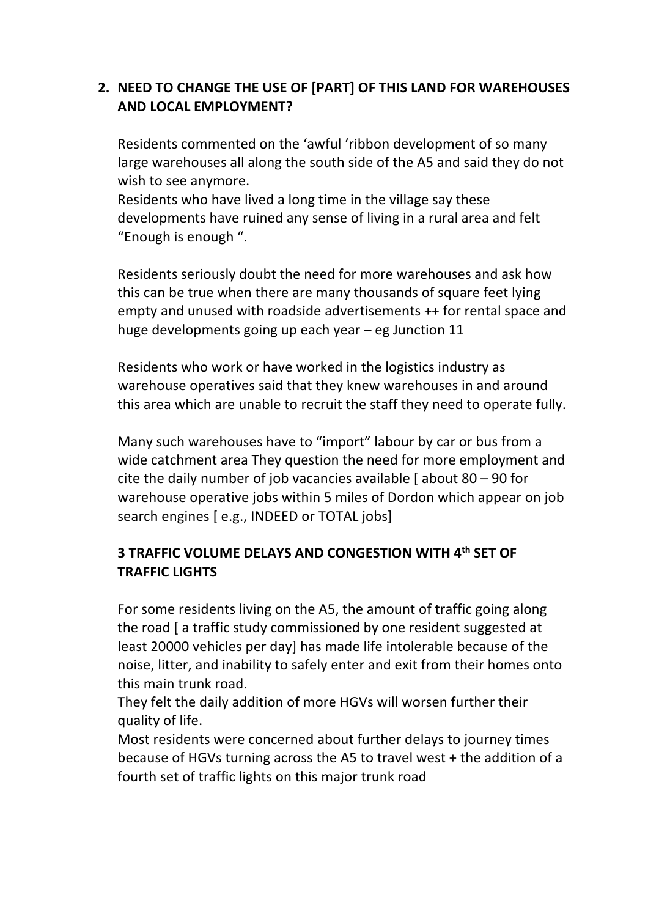## 2. NEED TO CHANGE THE USE OF [PART] OF THIS LAND FOR WAREHOUSES AND LOCAL EMPLOYMENT?

Residents commented on the 'awful 'ribbon development of so many large warehouses all along the south side of the A5 and said they do not wish to see anymore.
Residents who have lived a long time in the village say these developments have ruined any sense of living in a rural area and felt "Enough is enough ".

Residents seriously doubt the need for more warehouses and ask how this can be true when there are many thousands of square feet lying empty and unused with roadside advertisements ++ for rental space and huge developments going up each year – eg Junction 11

Residents who work or have worked in the logistics industry as warehouse operatives said that they knew warehouses in and around this area which are unable to recruit the staff they need to operate fully.

Many such warehouses have to "import" labour by car or bus from a wide catchment area They question the need for more employment and cite the daily number of job vacancies available [ about 80 – 90 for warehouse operative jobs within 5 miles of Dordon which appear on job search engines [ e.g., INDEED or TOTAL jobs]

## 3 TRAFFIC VOLUME DELAYS AND CONGESTION WITH 4th SET OF TRAFFIC LIGHTS

For some residents living on the A5, the amount of traffic going along the road [ a traffic study commissioned by one resident suggested at least 20000 vehicles per day] has made life intolerable because of the noise, litter, and inability to safely enter and exit from their homes onto this main trunk road.
They felt the daily addition of more HGVs will worsen further their quality of life.
Most residents were concerned about further delays to journey times because of HGVs turning across the A5 to travel west + the addition of a fourth set of traffic lights on this major trunk road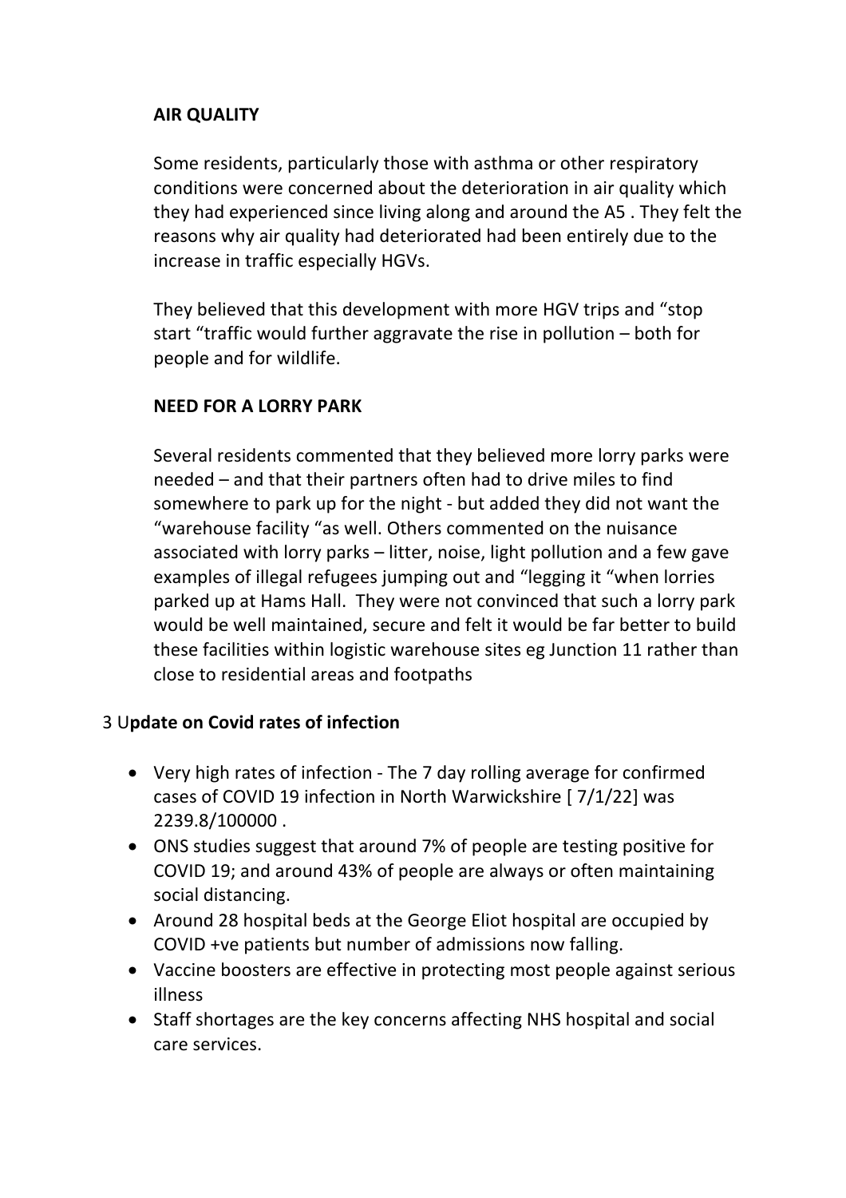**AIR QUALITY**

Some residents, particularly those with asthma or other respiratory conditions were concerned about the deterioration in air quality which they had experienced since living along and around the A5 . They felt the reasons why air quality had deteriorated had been entirely due to the increase in traffic especially HGVs.

They believed that this development with more HGV trips and "stop start "traffic would further aggravate the rise in pollution – both for people and for wildlife.

**NEED FOR A LORRY PARK**

Several residents commented that they believed more lorry parks were needed – and that their partners often had to drive miles to find somewhere to park up for the night - but added they did not want the "warehouse facility "as well. Others commented on the nuisance associated with lorry parks – litter, noise, light pollution and a few gave examples of illegal refugees jumping out and "legging it "when lorries parked up at Hams Hall. They were not convinced that such a lorry park would be well maintained, secure and felt it would be far better to build these facilities within logistic warehouse sites eg Junction 11 rather than close to residential areas and footpaths

3 U**pdate on Covid rates of infection**

- Very high rates of infection - The 7 day rolling average for confirmed cases of COVID 19 infection in North Warwickshire [ 7/1/22] was 2239.8/100000 .
- ONS studies suggest that around 7% of people are testing positive for COVID 19; and around 43% of people are always or often maintaining social distancing.
- Around 28 hospital beds at the George Eliot hospital are occupied by COVID +ve patients but number of admissions now falling.
- Vaccine boosters are effective in protecting most people against serious illness
- Staff shortages are the key concerns affecting NHS hospital and social care services.